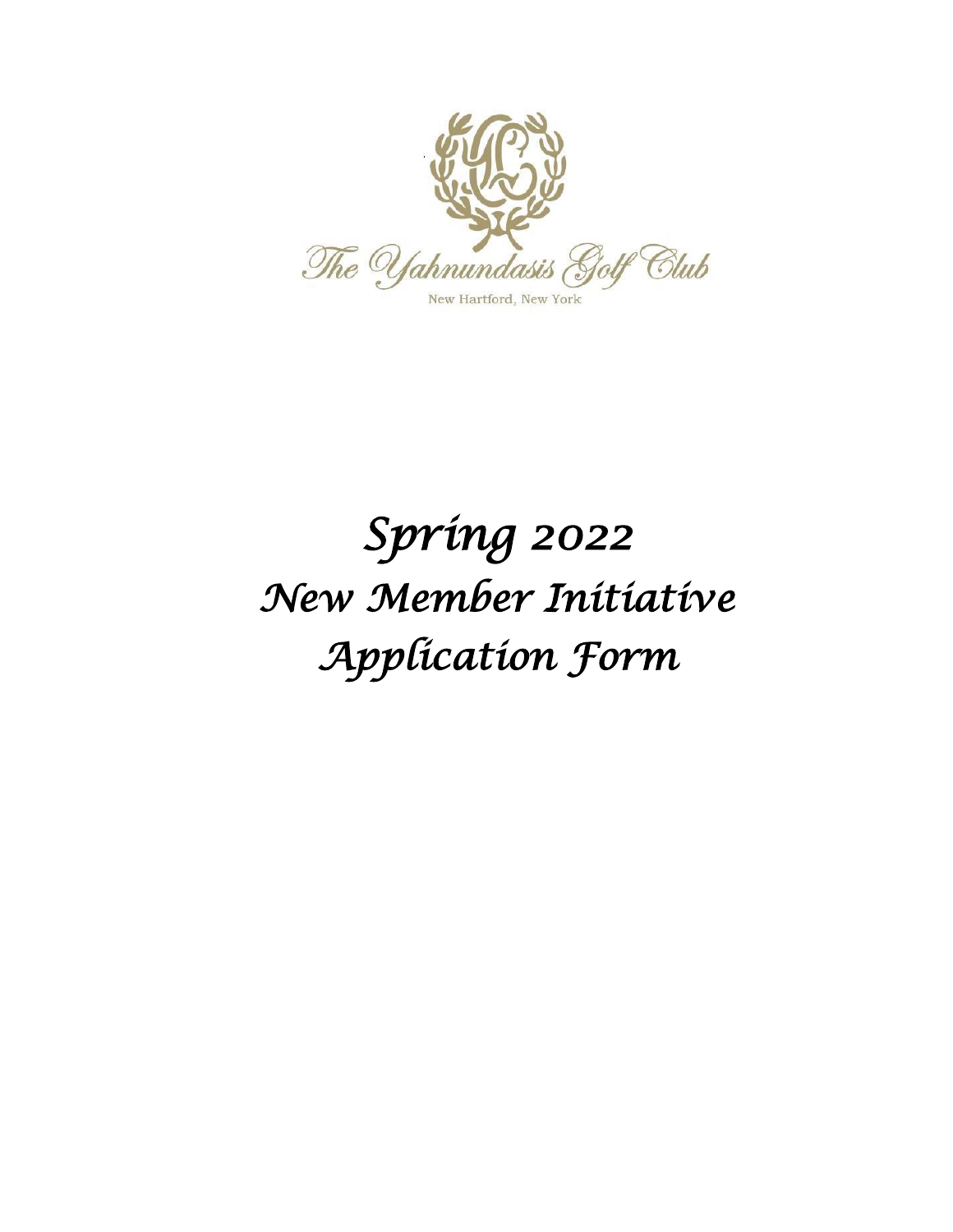The Yahnundasis Golf Club

New Hartford, New York

# *Spring 2022*
# *New Member Initiative*
# *Application Form*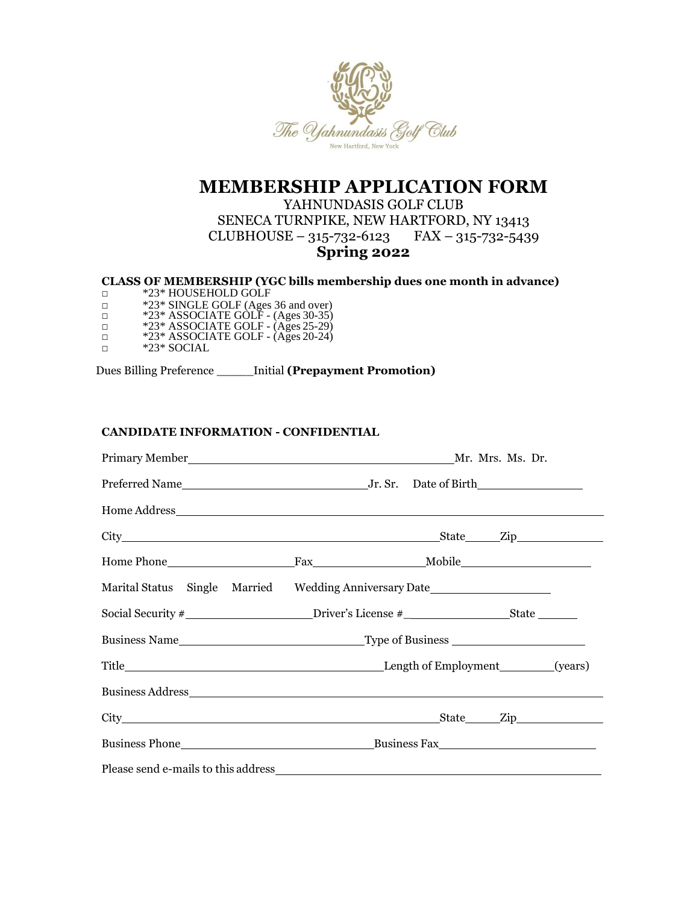# MEMBERSHIP APPLICATION FORM

YAHNUNDASIS GOLF CLUB
SENECA TURNPIKE, NEW HARTFORD, NY 13413
CLUBHOUSE – 315-732-6123 FAX – 315-732-5439
**Spring 2022**

**CLASS OF MEMBERSHIP (YGC bills membership dues one month in advance)**

- □ *23* HOUSEHOLD GOLF
- □ *23* SINGLE GOLF (Ages 36 and over)
- □ *23* ASSOCIATE GOLF - (Ages 30-35)
- □ *23* ASSOCIATE GOLF - (Ages 25-29)
- □ *23* ASSOCIATE GOLF - (Ages 20-24)
- □ *23* SOCIAL

Dues Billing Preference _____Initial **(Prepayment Promotion)**

**CANDIDATE INFORMATION - CONFIDENTIAL**

Primary Member______________________________________Mr. Mrs. Ms. Dr.

Preferred Name__________________________Jr. Sr. Date of Birth_______________

Home Address_________________________________________________________________

City____________________________________________State_____Zip_____________

Home Phone__________________Fax________________Mobile___________________

Marital Status Single Married Wedding Anniversary Date_________________

Social Security #__________________Driver's License #_______________State ______

Business Name__________________________Type of Business ___________________

Title______________________________________Length of Employment________(years)

Business Address______________________________________________________________

City____________________________________________State_____Zip_____________

Business Phone____________________________Business Fax_______________________

Please send e-mails to this address________________________________________________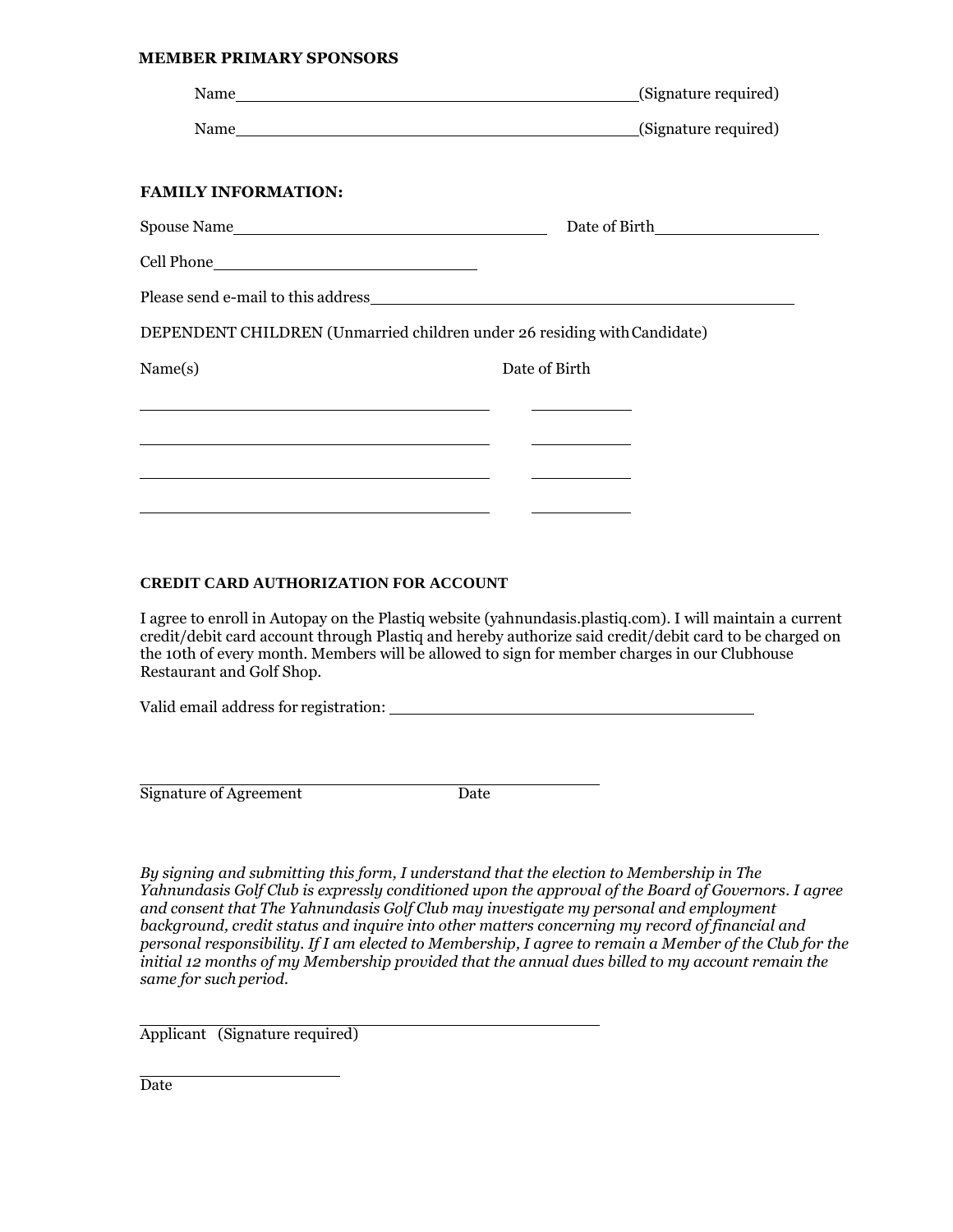**MEMBER PRIMARY SPONSORS**

Name\_\_\_\_\_\_\_\_\_\_\_\_\_\_\_\_\_\_\_\_\_\_\_\_\_\_\_\_\_\_\_\_\_\_\_\_\_\_\_\_(Signature required)

Name\_\_\_\_\_\_\_\_\_\_\_\_\_\_\_\_\_\_\_\_\_\_\_\_\_\_\_\_\_\_\_\_\_\_\_\_\_\_\_\_(Signature required)

**FAMILY INFORMATION:**

Spouse Name\_\_\_\_\_\_\_\_\_\_\_\_\_\_\_\_\_\_\_\_\_\_\_\_\_\_\_\_\_\_ Date of Birth\_\_\_\_\_\_\_\_\_\_\_\_\_\_\_\_

Cell Phone\_\_\_\_\_\_\_\_\_\_\_\_\_\_\_\_\_\_\_\_\_\_\_\_\_\_

Please send e-mail to this address\_\_\_\_\_\_\_\_\_\_\_\_\_\_\_\_\_\_\_\_\_\_\_\_\_\_\_\_\_\_\_\_\_\_\_\_\_\_\_\_\_

DEPENDENT CHILDREN (Unmarried children under 26 residing with Candidate)

| Name(s) | Date of Birth |
|---|---|
| | |
| | |
| | |
| | |

**CREDIT CARD AUTHORIZATION FOR ACCOUNT**

I agree to enroll in Autopay on the Plastiq website (yahnundasis.plastiq.com). I will maintain a current credit/debit card account through Plastiq and hereby authorize said credit/debit card to be charged on the 10th of every month. Members will be allowed to sign for member charges in our Clubhouse Restaurant and Golf Shop.

Valid email address for registration: \_\_\_\_\_\_\_\_\_\_\_\_\_\_\_\_\_\_\_\_\_\_\_\_\_\_\_\_\_\_\_\_\_\_\_\_\_\_

\_\_\_\_\_\_\_\_\_\_\_\_\_\_\_\_\_\_\_\_\_\_\_\_\_\_\_\_\_\_\_\_\_\_\_\_\_\_\_\_\_\_\_\_\_\_

Signature of Agreement Date

*By signing and submitting this form, I understand that the election to Membership in The Yahnundasis Golf Club is expressly conditioned upon the approval of the Board of Governors. I agree and consent that The Yahnundasis Golf Club may investigate my personal and employment background, credit status and inquire into other matters concerning my record of financial and personal responsibility. If I am elected to Membership, I agree to remain a Member of the Club for the initial 12 months of my Membership provided that the annual dues billed to my account remain the same for such period.*

\_\_\_\_\_\_\_\_\_\_\_\_\_\_\_\_\_\_\_\_\_\_\_\_\_\_\_\_\_\_\_\_\_\_\_\_\_\_\_\_\_\_\_\_\_\_

Applicant (Signature required)

\_\_\_\_\_\_\_\_\_\_\_\_\_\_\_\_\_\_\_\_

Date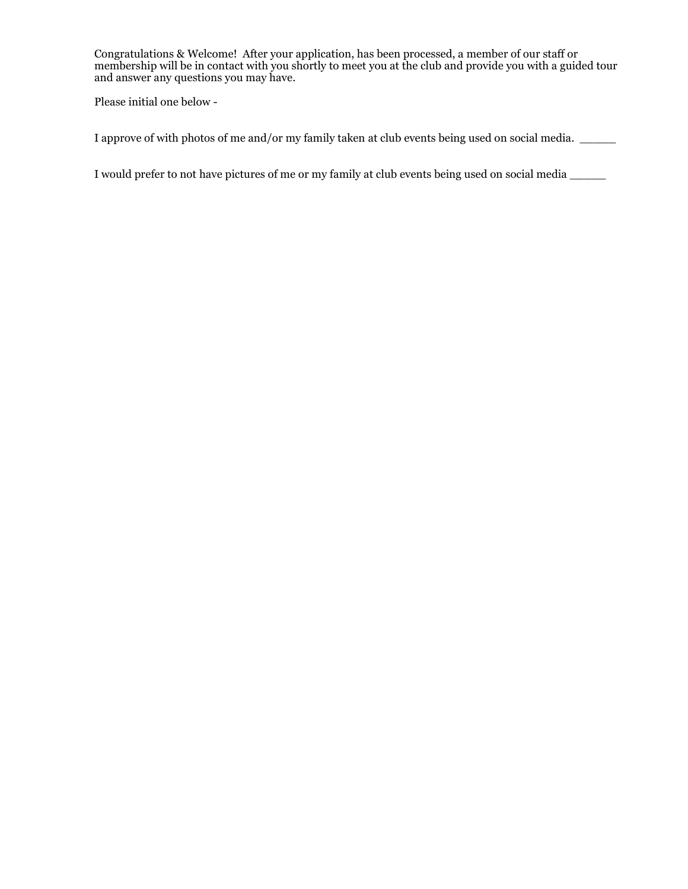Congratulations & Welcome!  After your application, has been processed, a member of our staff or membership will be in contact with you shortly to meet you at the club and provide you with a guided tour and answer any questions you may have.

Please initial one below -

I approve of with photos of me and/or my family taken at club events being used on social media. _____

I would prefer to not have pictures of me or my family at club events being used on social media _____